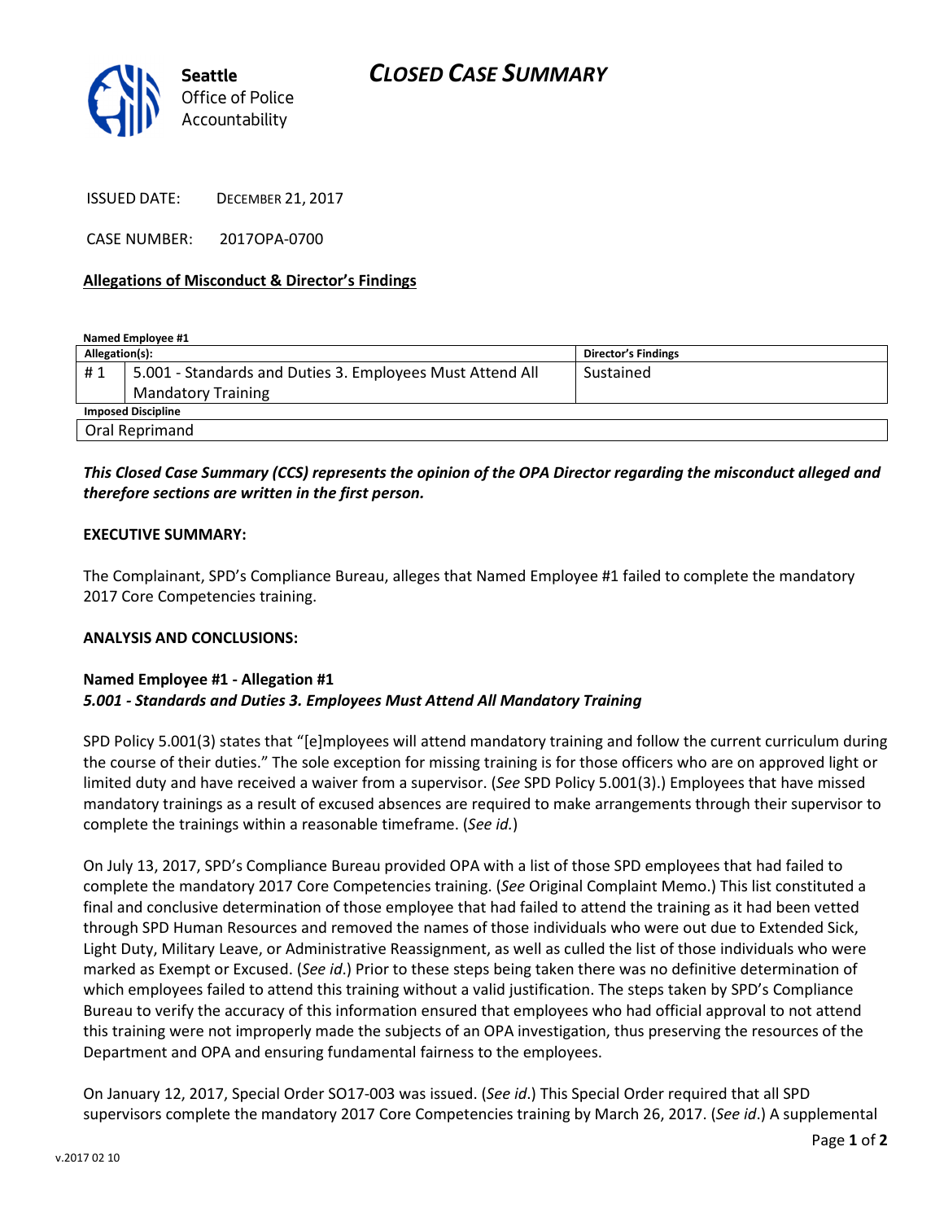Seattle Office of Police Accountability

# CLOSED CASE SUMMARY

ISSUED DATE: DECEMBER 21, 2017

CASE NUMBER: 2017OPA-0700

**Allegations of Misconduct & Director's Findings**

**Named Employee #1**

| Allegation(s): | | Director's Findings |
|---|---|---|
| # 1 | 5.001 - Standards and Duties 3. Employees Must Attend All Mandatory Training | Sustained |
| **Imposed Discipline** | | |
| Oral Reprimand | | |

***This Closed Case Summary (CCS) represents the opinion of the OPA Director regarding the misconduct alleged and therefore sections are written in the first person.***

**EXECUTIVE SUMMARY:**

The Complainant, SPD's Compliance Bureau, alleges that Named Employee #1 failed to complete the mandatory 2017 Core Competencies training.

**ANALYSIS AND CONCLUSIONS:**

**Named Employee #1 - Allegation #1**
***5.001 - Standards and Duties 3. Employees Must Attend All Mandatory Training***

SPD Policy 5.001(3) states that "[e]mployees will attend mandatory training and follow the current curriculum during the course of their duties." The sole exception for missing training is for those officers who are on approved light or limited duty and have received a waiver from a supervisor. (*See* SPD Policy 5.001(3).) Employees that have missed mandatory trainings as a result of excused absences are required to make arrangements through their supervisor to complete the trainings within a reasonable timeframe. (*See id.*)

On July 13, 2017, SPD's Compliance Bureau provided OPA with a list of those SPD employees that had failed to complete the mandatory 2017 Core Competencies training. (*See* Original Complaint Memo.) This list constituted a final and conclusive determination of those employee that had failed to attend the training as it had been vetted through SPD Human Resources and removed the names of those individuals who were out due to Extended Sick, Light Duty, Military Leave, or Administrative Reassignment, as well as culled the list of those individuals who were marked as Exempt or Excused. (*See id*.) Prior to these steps being taken there was no definitive determination of which employees failed to attend this training without a valid justification. The steps taken by SPD's Compliance Bureau to verify the accuracy of this information ensured that employees who had official approval to not attend this training were not improperly made the subjects of an OPA investigation, thus preserving the resources of the Department and OPA and ensuring fundamental fairness to the employees.

On January 12, 2017, Special Order SO17-003 was issued. (*See id*.) This Special Order required that all SPD supervisors complete the mandatory 2017 Core Competencies training by March 26, 2017. (*See id*.) A supplemental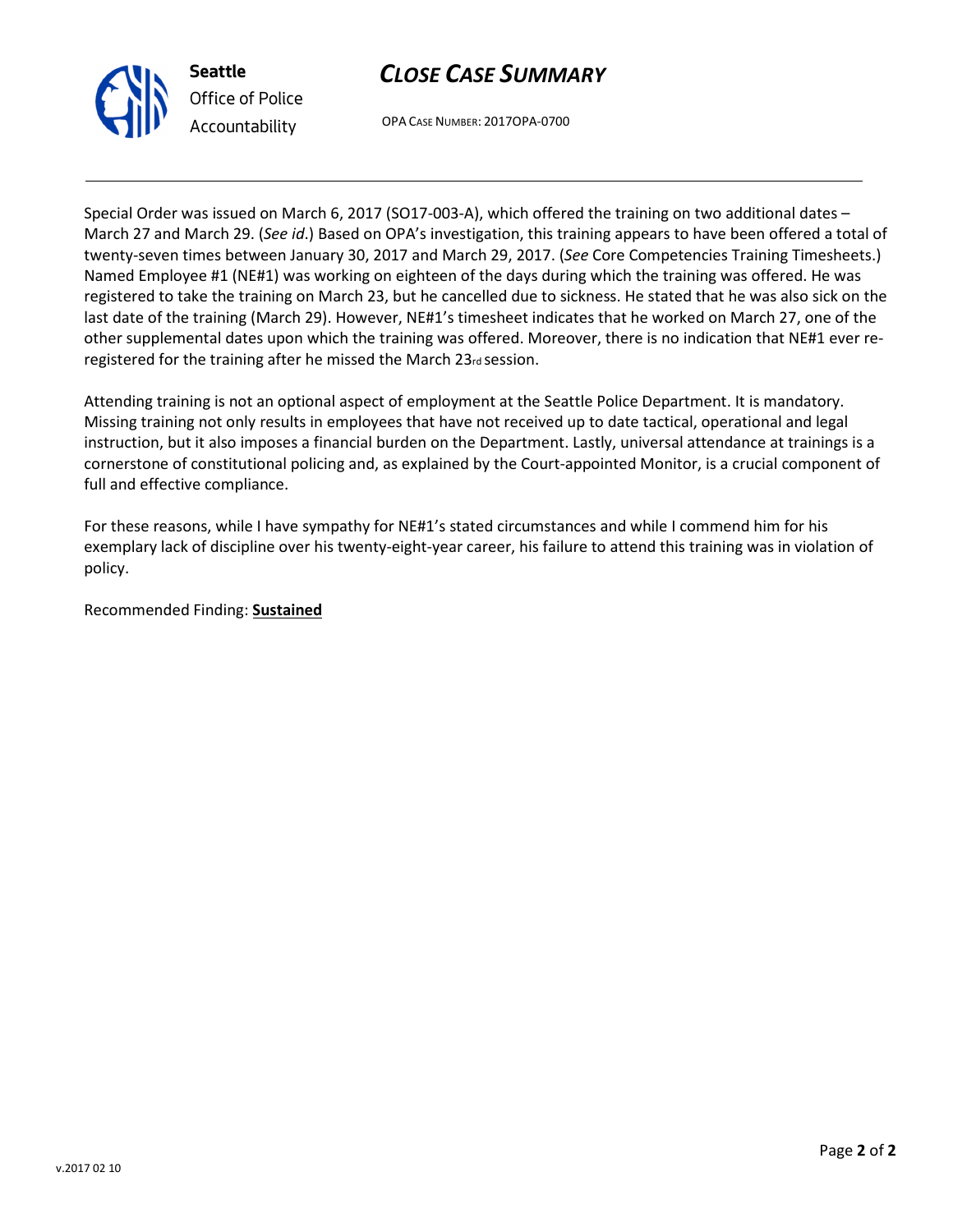Special Order was issued on March 6, 2017 (SO17-003-A), which offered the training on two additional dates – March 27 and March 29. (*See id*.) Based on OPA's investigation, this training appears to have been offered a total of twenty-seven times between January 30, 2017 and March 29, 2017. (*See* Core Competencies Training Timesheets.) Named Employee #1 (NE#1) was working on eighteen of the days during which the training was offered. He was registered to take the training on March 23, but he cancelled due to sickness. He stated that he was also sick on the last date of the training (March 29). However, NE#1's timesheet indicates that he worked on March 27, one of the other supplemental dates upon which the training was offered. Moreover, there is no indication that NE#1 ever re-registered for the training after he missed the March 23rd session.

Attending training is not an optional aspect of employment at the Seattle Police Department. It is mandatory. Missing training not only results in employees that have not received up to date tactical, operational and legal instruction, but it also imposes a financial burden on the Department. Lastly, universal attendance at trainings is a cornerstone of constitutional policing and, as explained by the Court-appointed Monitor, is a crucial component of full and effective compliance.

For these reasons, while I have sympathy for NE#1's stated circumstances and while I commend him for his exemplary lack of discipline over his twenty-eight-year career, his failure to attend this training was in violation of policy.

Recommended Finding: **Sustained**